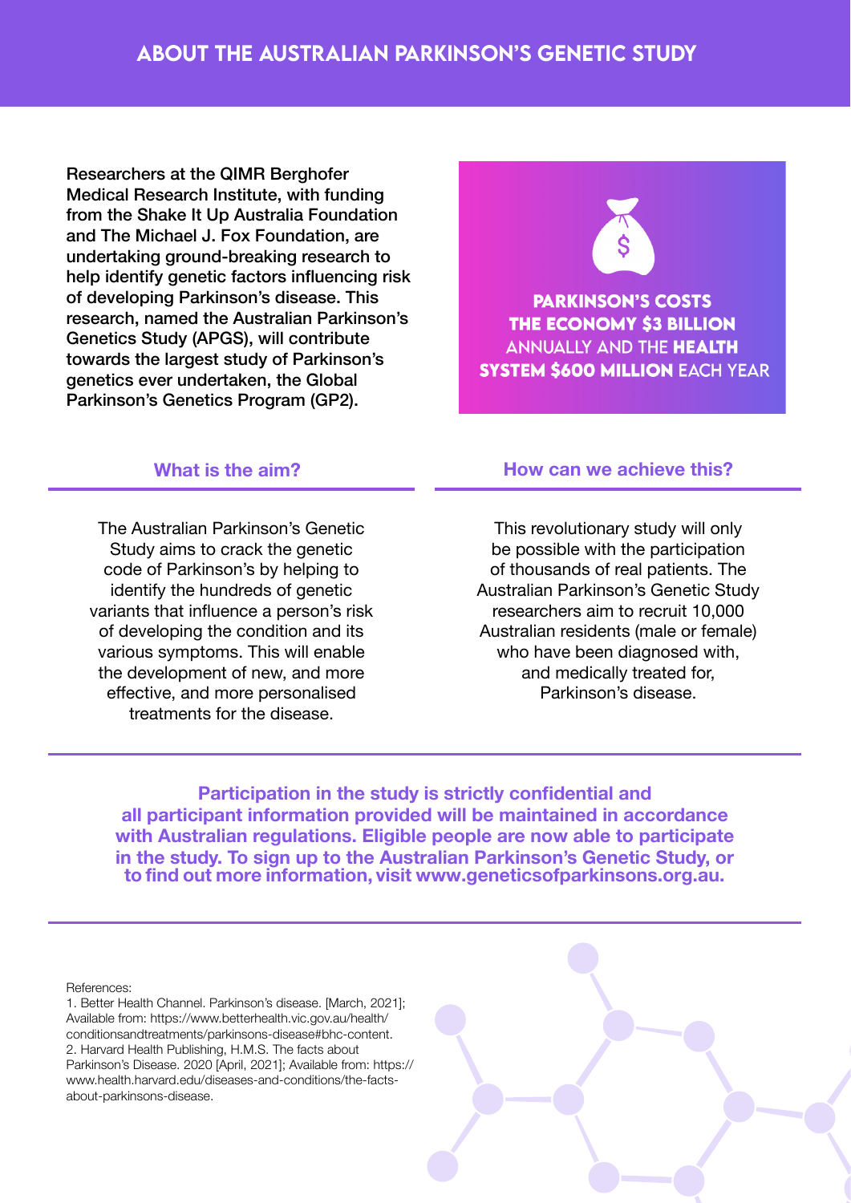## ABOUT THE AUSTRALIAN PARKINSON'S GENETIC STUDY

**Researchers at the QIMR Berghofer Medical Research Institute, with funding from the Shake It Up Australia Foundation and The Michael J. Fox Foundation, are undertaking ground-breaking research to help identify genetic factors influencing risk of developing Parkinson's disease. This research, named the Australian Parkinson's Genetics Study (APGS), will contribute towards the largest study of Parkinson's genetics ever undertaken, the Global Parkinson's Genetics Program (GP2).**

**PARKINSON'S COSTS THE ECONOMY $3 BILLION** ANNUALLY AND THE **HEALTH SYSTEM $600 MILLION** EACH YEAR

### What is the aim?

The Australian Parkinson's Genetic Study aims to crack the genetic code of Parkinson's by helping to identify the hundreds of genetic variants that influence a person's risk of developing the condition and its various symptoms. This will enable the development of new, and more effective, and more personalised treatments for the disease.

### How can we achieve this?

This revolutionary study will only be possible with the participation of thousands of real patients. The Australian Parkinson's Genetic Study researchers aim to recruit 10,000 Australian residents (male or female) who have been diagnosed with, and medically treated for, Parkinson's disease.

**Participation in the study is strictly confidential and all participant information provided will be maintained in accordance with Australian regulations. Eligible people are now able to participate in the study. To sign up to the Australian Parkinson's Genetic Study, or to find out more information, visit www.geneticsofparkinsons.org.au.**

References:

1. Better Health Channel. Parkinson's disease. [March, 2021]; Available from: https://www.betterhealth.vic.gov.au/health/conditionsandtreatments/parkinsons-disease#bhc-content.
2. Harvard Health Publishing, H.M.S. The facts about Parkinson's Disease. 2020 [April, 2021]; Available from: https://www.health.harvard.edu/diseases-and-conditions/the-facts-about-parkinsons-disease.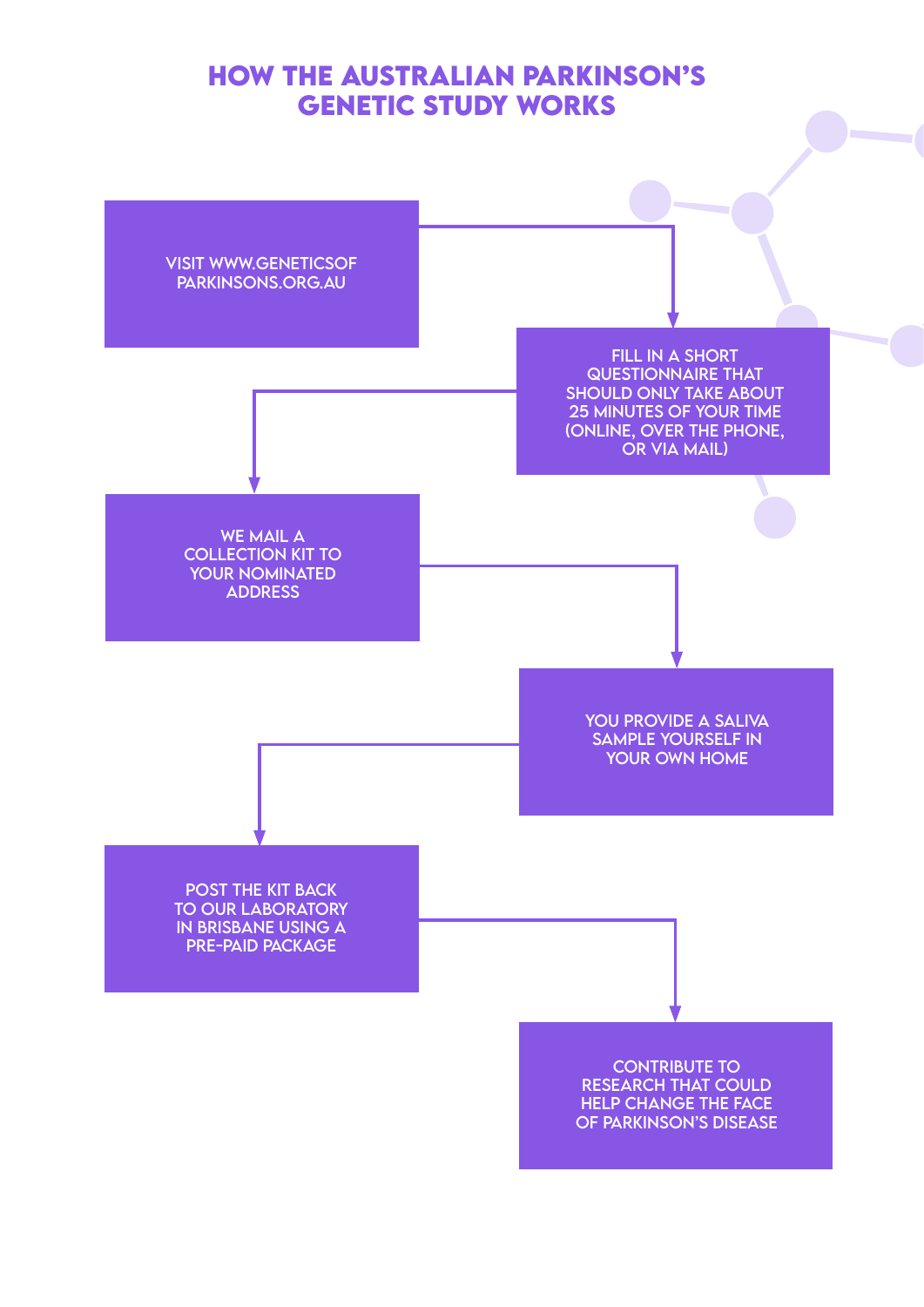# HOW THE AUSTRALIAN PARKINSON'S GENETIC STUDY WORKS

VISIT WWW.GENETICSOF PARKINSONS.ORG.AU

FILL IN A SHORT QUESTIONNAIRE THAT SHOULD ONLY TAKE ABOUT 25 MINUTES OF YOUR TIME (ONLINE, OVER THE PHONE, OR VIA MAIL)

WE MAIL A COLLECTION KIT TO YOUR NOMINATED ADDRESS

YOU PROVIDE A SALIVA SAMPLE YOURSELF IN YOUR OWN HOME

POST THE KIT BACK TO OUR LABORATORY IN BRISBANE USING A PRE-PAID PACKAGE

CONTRIBUTE TO RESEARCH THAT COULD HELP CHANGE THE FACE OF PARKINSON'S DISEASE